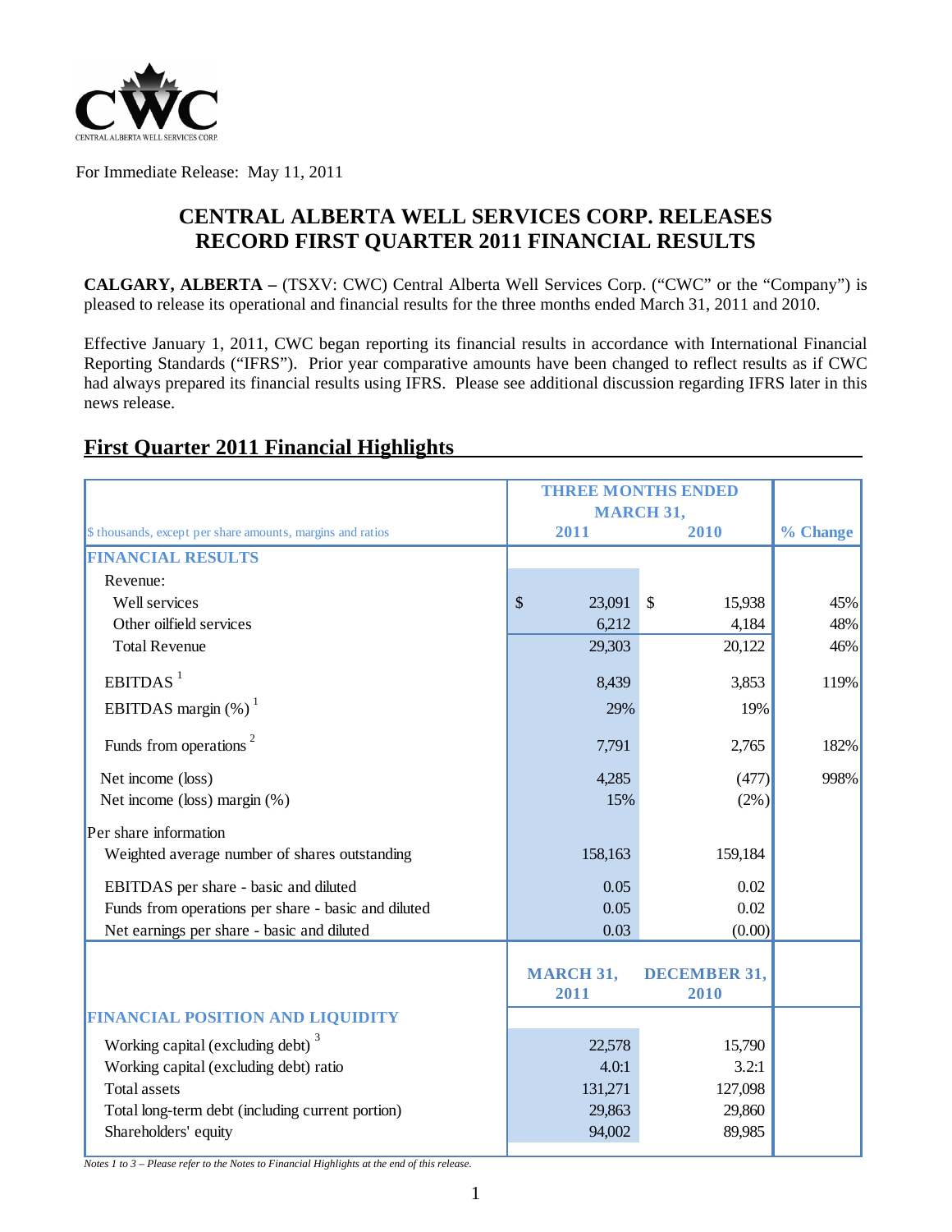For Immediate Release: May 11, 2011

# CENTRAL ALBERTA WELL SERVICES CORP. RELEASES RECORD FIRST QUARTER 2011 FINANCIAL RESULTS

**CALGARY, ALBERTA –** (TSXV: CWC) Central Alberta Well Services Corp. ("CWC" or the "Company") is pleased to release its operational and financial results for the three months ended March 31, 2011 and 2010.

Effective January 1, 2011, CWC began reporting its financial results in accordance with International Financial Reporting Standards ("IFRS"). Prior year comparative amounts have been changed to reflect results as if CWC had always prepared its financial results using IFRS. Please see additional discussion regarding IFRS later in this news release.

## First Quarter 2011 Financial Highlights

| $ thousands, except per share amounts, margins and ratios | THREE MONTHS ENDED MARCH 31, 2011 | 2010 | % Change |
|---|---|---|---|
| **FINANCIAL RESULTS** | | | |
| Revenue: | | | |
| Well services | $ 23,091 | $ 15,938 | 45% |
| Other oilfield services | 6,212 | 4,184 | 48% |
| Total Revenue | 29,303 | 20,122 | 46% |
| EBITDAS [1] | 8,439 | 3,853 | 119% |
| EBITDAS margin (%) [1] | 29% | 19% | |
| Funds from operations [2] | 7,791 | 2,765 | 182% |
| Net income (loss) | 4,285 | (477) | 998% |
| Net income (loss) margin (%) | 15% | (2%) | |
| Per share information | | | |
| Weighted average number of shares outstanding | 158,163 | 159,184 | |
| EBITDAS per share - basic and diluted | 0.05 | 0.02 | |
| Funds from operations per share - basic and diluted | 0.05 | 0.02 | |
| Net earnings per share - basic and diluted | 0.03 | (0.00) | |
| | **MARCH 31, 2011** | **DECEMBER 31, 2010** | |
| **FINANCIAL POSITION AND LIQUIDITY** | | | |
| Working capital (excluding debt) [3] | 22,578 | 15,790 | |
| Working capital (excluding debt) ratio | 4.0:1 | 3.2:1 | |
| Total assets | 131,271 | 127,098 | |
| Total long-term debt (including current portion) | 29,863 | 29,860 | |
| Shareholders' equity | 94,002 | 89,985 | |

*Notes 1 to 3 – Please refer to the Notes to Financial Highlights at the end of this release.*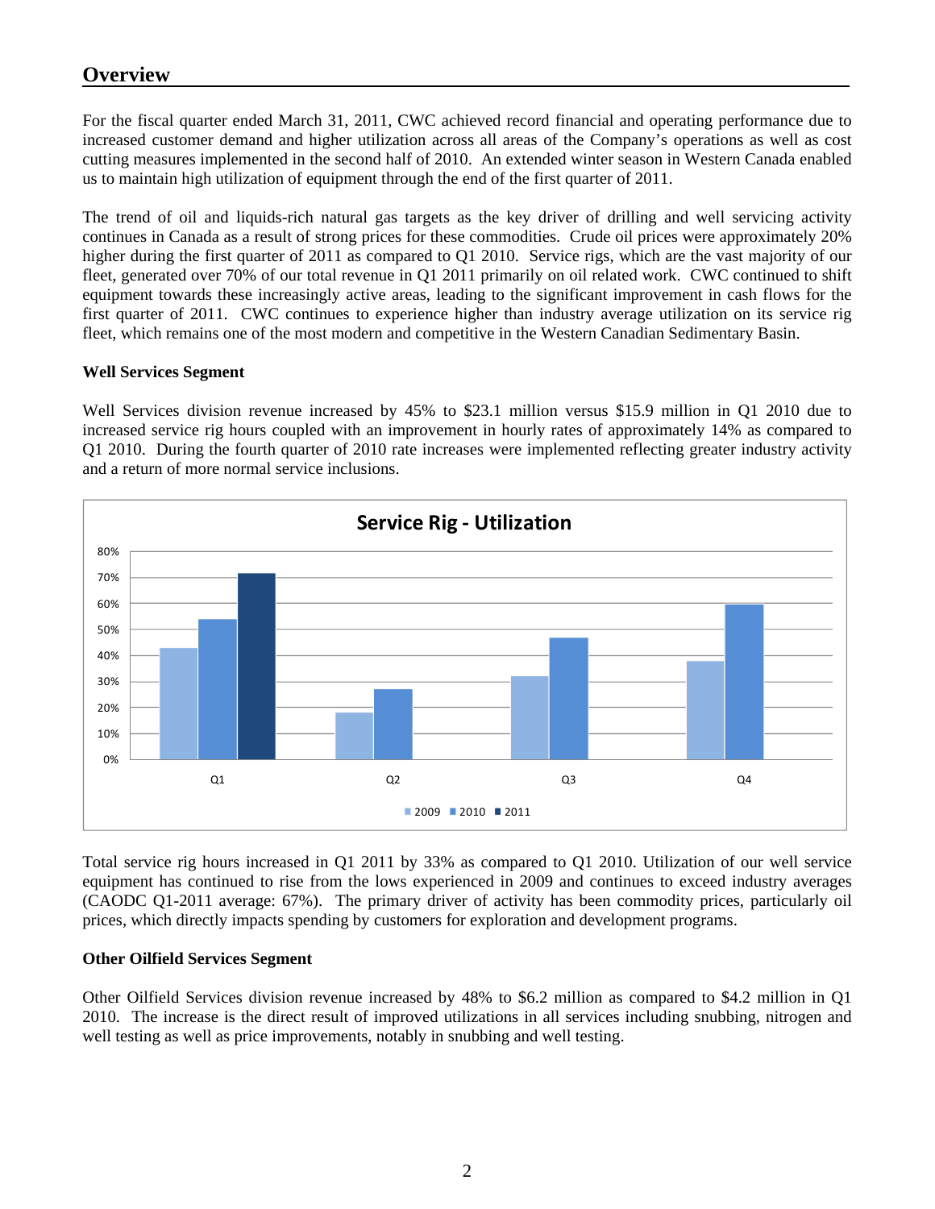## Overview

For the fiscal quarter ended March 31, 2011, CWC achieved record financial and operating performance due to increased customer demand and higher utilization across all areas of the Company's operations as well as cost cutting measures implemented in the second half of 2010. An extended winter season in Western Canada enabled us to maintain high utilization of equipment through the end of the first quarter of 2011.

The trend of oil and liquids-rich natural gas targets as the key driver of drilling and well servicing activity continues in Canada as a result of strong prices for these commodities. Crude oil prices were approximately 20% higher during the first quarter of 2011 as compared to Q1 2010. Service rigs, which are the vast majority of our fleet, generated over 70% of our total revenue in Q1 2011 primarily on oil related work. CWC continued to shift equipment towards these increasingly active areas, leading to the significant improvement in cash flows for the first quarter of 2011. CWC continues to experience higher than industry average utilization on its service rig fleet, which remains one of the most modern and competitive in the Western Canadian Sedimentary Basin.

**Well Services Segment**

Well Services division revenue increased by 45% to $23.1 million versus $15.9 million in Q1 2010 due to increased service rig hours coupled with an improvement in hourly rates of approximately 14% as compared to Q1 2010. During the fourth quarter of 2010 rate increases were implemented reflecting greater industry activity and a return of more normal service inclusions.

**Service Rig - Utilization**

| | 2009 | 2010 | 2011 |
|---|---|---|---|
| Q1 | 43% | 54% | 72% |
| Q2 | 18% | 27% | |
| Q3 | 32% | 47% | |
| Q4 | 38% | 60% | |

Total service rig hours increased in Q1 2011 by 33% as compared to Q1 2010. Utilization of our well service equipment has continued to rise from the lows experienced in 2009 and continues to exceed industry averages (CAODC Q1-2011 average: 67%). The primary driver of activity has been commodity prices, particularly oil prices, which directly impacts spending by customers for exploration and development programs.

**Other Oilfield Services Segment**

Other Oilfield Services division revenue increased by 48% to $6.2 million as compared to $4.2 million in Q1 2010. The increase is the direct result of improved utilizations in all services including snubbing, nitrogen and well testing as well as price improvements, notably in snubbing and well testing.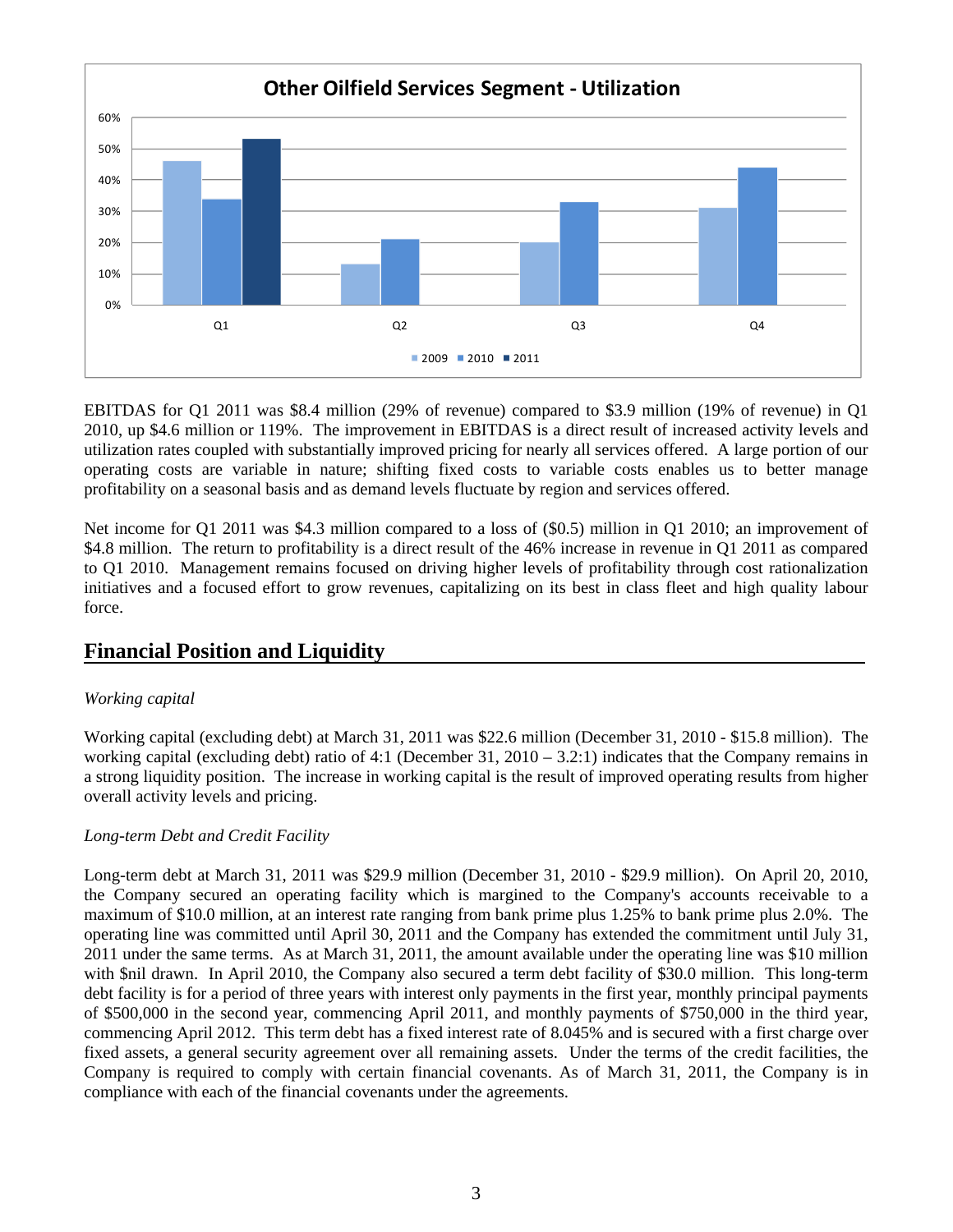**Other Oilfield Services Segment - Utilization**

EBITDAS for Q1 2011 was $8.4 million (29% of revenue) compared to $3.9 million (19% of revenue) in Q1 2010, up $4.6 million or 119%. The improvement in EBITDAS is a direct result of increased activity levels and utilization rates coupled with substantially improved pricing for nearly all services offered. A large portion of our operating costs are variable in nature; shifting fixed costs to variable costs enables us to better manage profitability on a seasonal basis and as demand levels fluctuate by region and services offered.

Net income for Q1 2011 was $4.3 million compared to a loss of ($0.5) million in Q1 2010; an improvement of $4.8 million. The return to profitability is a direct result of the 46% increase in revenue in Q1 2011 as compared to Q1 2010. Management remains focused on driving higher levels of profitability through cost rationalization initiatives and a focused effort to grow revenues, capitalizing on its best in class fleet and high quality labour force.

## Financial Position and Liquidity

*Working capital*

Working capital (excluding debt) at March 31, 2011 was $22.6 million (December 31, 2010 - $15.8 million). The working capital (excluding debt) ratio of 4:1 (December 31, 2010 – 3.2:1) indicates that the Company remains in a strong liquidity position. The increase in working capital is the result of improved operating results from higher overall activity levels and pricing.

*Long-term Debt and Credit Facility*

Long-term debt at March 31, 2011 was $29.9 million (December 31, 2010 - $29.9 million). On April 20, 2010, the Company secured an operating facility which is margined to the Company's accounts receivable to a maximum of $10.0 million, at an interest rate ranging from bank prime plus 1.25% to bank prime plus 2.0%. The operating line was committed until April 30, 2011 and the Company has extended the commitment until July 31, 2011 under the same terms. As at March 31, 2011, the amount available under the operating line was $10 million with $nil drawn. In April 2010, the Company also secured a term debt facility of $30.0 million. This long-term debt facility is for a period of three years with interest only payments in the first year, monthly principal payments of $500,000 in the second year, commencing April 2011, and monthly payments of $750,000 in the third year, commencing April 2012. This term debt has a fixed interest rate of 8.045% and is secured with a first charge over fixed assets, a general security agreement over all remaining assets. Under the terms of the credit facilities, the Company is required to comply with certain financial covenants. As of March 31, 2011, the Company is in compliance with each of the financial covenants under the agreements.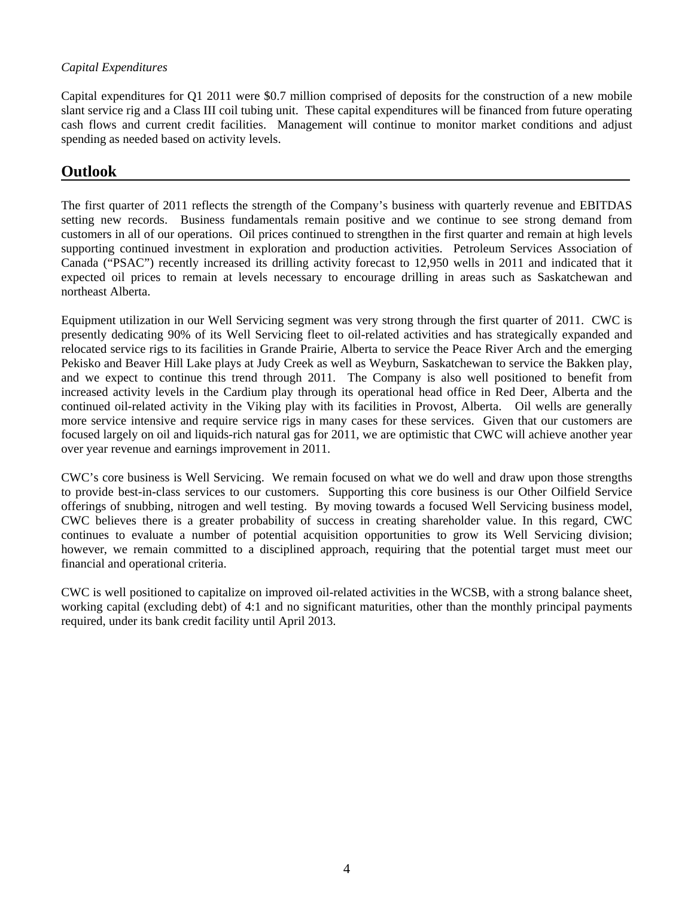*Capital Expenditures*

Capital expenditures for Q1 2011 were $0.7 million comprised of deposits for the construction of a new mobile slant service rig and a Class III coil tubing unit. These capital expenditures will be financed from future operating cash flows and current credit facilities. Management will continue to monitor market conditions and adjust spending as needed based on activity levels.

## Outlook

The first quarter of 2011 reflects the strength of the Company's business with quarterly revenue and EBITDAS setting new records. Business fundamentals remain positive and we continue to see strong demand from customers in all of our operations. Oil prices continued to strengthen in the first quarter and remain at high levels supporting continued investment in exploration and production activities. Petroleum Services Association of Canada ("PSAC") recently increased its drilling activity forecast to 12,950 wells in 2011 and indicated that it expected oil prices to remain at levels necessary to encourage drilling in areas such as Saskatchewan and northeast Alberta.

Equipment utilization in our Well Servicing segment was very strong through the first quarter of 2011. CWC is presently dedicating 90% of its Well Servicing fleet to oil-related activities and has strategically expanded and relocated service rigs to its facilities in Grande Prairie, Alberta to service the Peace River Arch and the emerging Pekisko and Beaver Hill Lake plays at Judy Creek as well as Weyburn, Saskatchewan to service the Bakken play, and we expect to continue this trend through 2011. The Company is also well positioned to benefit from increased activity levels in the Cardium play through its operational head office in Red Deer, Alberta and the continued oil-related activity in the Viking play with its facilities in Provost, Alberta. Oil wells are generally more service intensive and require service rigs in many cases for these services. Given that our customers are focused largely on oil and liquids-rich natural gas for 2011, we are optimistic that CWC will achieve another year over year revenue and earnings improvement in 2011.

CWC's core business is Well Servicing. We remain focused on what we do well and draw upon those strengths to provide best-in-class services to our customers. Supporting this core business is our Other Oilfield Service offerings of snubbing, nitrogen and well testing. By moving towards a focused Well Servicing business model, CWC believes there is a greater probability of success in creating shareholder value. In this regard, CWC continues to evaluate a number of potential acquisition opportunities to grow its Well Servicing division; however, we remain committed to a disciplined approach, requiring that the potential target must meet our financial and operational criteria.

CWC is well positioned to capitalize on improved oil-related activities in the WCSB, with a strong balance sheet, working capital (excluding debt) of 4:1 and no significant maturities, other than the monthly principal payments required, under its bank credit facility until April 2013.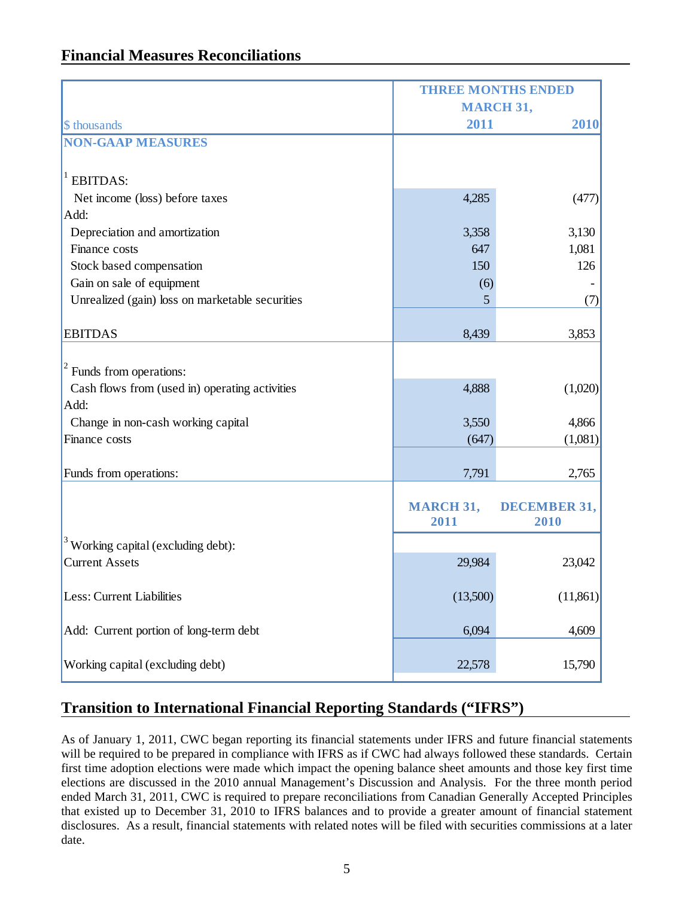## Financial Measures Reconciliations

| $ thousands | THREE MONTHS ENDED MARCH 31, 2011 | 2010 |
|---|---|---|
| **NON-GAAP MEASURES** | | |
| [1] EBITDAS: | | |
| Net income (loss) before taxes | 4,285 | (477) |
| Add: | | |
| Depreciation and amortization | 3,358 | 3,130 |
| Finance costs | 647 | 1,081 |
| Stock based compensation | 150 | 126 |
| Gain on sale of equipment | (6) | - |
| Unrealized (gain) loss on marketable securities | 5 | (7) |
| EBITDAS | 8,439 | 3,853 |
| [2] Funds from operations: | | |
| Cash flows from (used in) operating activities | 4,888 | (1,020) |
| Add: | | |
| Change in non-cash working capital | 3,550 | 4,866 |
| Finance costs | (647) | (1,081) |
| Funds from operations: | 7,791 | 2,765 |
| | **MARCH 31, 2011** | **DECEMBER 31, 2010** |
| [3] Working capital (excluding debt): | | |
| Current Assets | 29,984 | 23,042 |
| Less: Current Liabilities | (13,500) | (11,861) |
| Add: Current portion of long-term debt | 6,094 | 4,609 |
| Working capital (excluding debt) | 22,578 | 15,790 |

## Transition to International Financial Reporting Standards ("IFRS")

As of January 1, 2011, CWC began reporting its financial statements under IFRS and future financial statements will be required to be prepared in compliance with IFRS as if CWC had always followed these standards. Certain first time adoption elections were made which impact the opening balance sheet amounts and those key first time elections are discussed in the 2010 annual Management's Discussion and Analysis. For the three month period ended March 31, 2011, CWC is required to prepare reconciliations from Canadian Generally Accepted Principles that existed up to December 31, 2010 to IFRS balances and to provide a greater amount of financial statement disclosures. As a result, financial statements with related notes will be filed with securities commissions at a later date.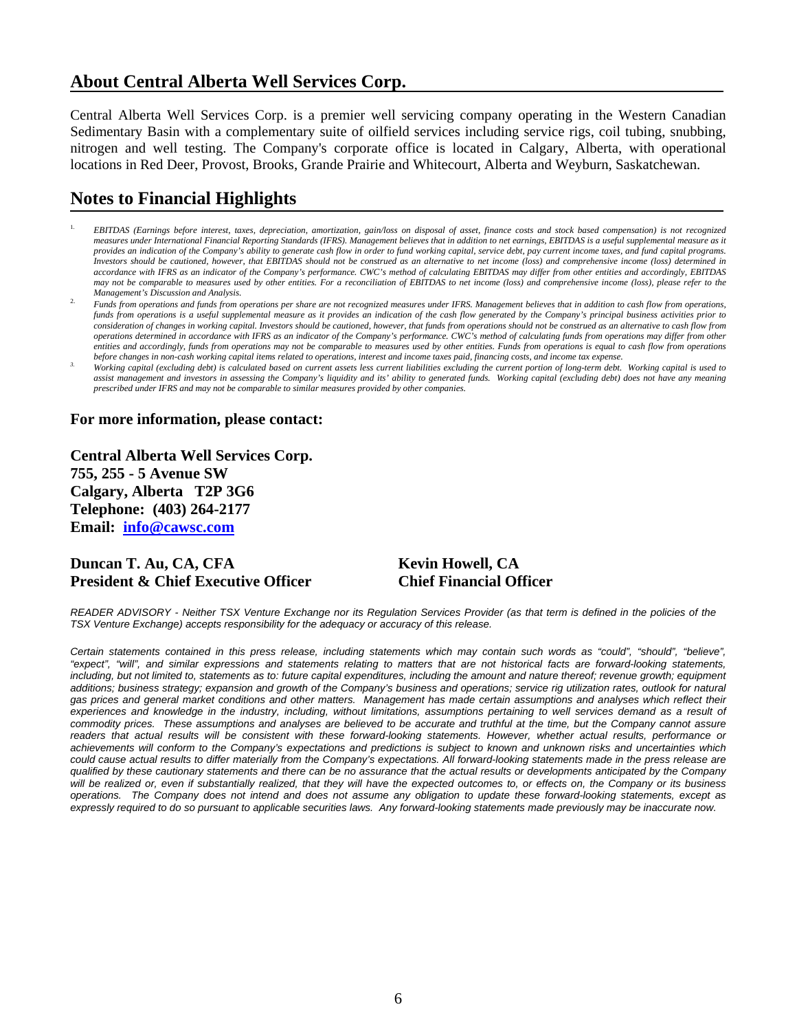## About Central Alberta Well Services Corp.

Central Alberta Well Services Corp. is a premier well servicing company operating in the Western Canadian Sedimentary Basin with a complementary suite of oilfield services including service rigs, coil tubing, snubbing, nitrogen and well testing. The Company's corporate office is located in Calgary, Alberta, with operational locations in Red Deer, Provost, Brooks, Grande Prairie and Whitecourt, Alberta and Weyburn, Saskatchewan.

## Notes to Financial Highlights

1. *EBITDAS (Earnings before interest, taxes, depreciation, amortization, gain/loss on disposal of asset, finance costs and stock based compensation) is not recognized measures under International Financial Reporting Standards (IFRS). Management believes that in addition to net earnings, EBITDAS is a useful supplemental measure as it provides an indication of the Company's ability to generate cash flow in order to fund working capital, service debt, pay current income taxes, and fund capital programs. Investors should be cautioned, however, that EBITDAS should not be construed as an alternative to net income (loss) and comprehensive income (loss) determined in accordance with IFRS as an indicator of the Company's performance. CWC's method of calculating EBITDAS may differ from other entities and accordingly, EBITDAS may not be comparable to measures used by other entities. For a reconciliation of EBITDAS to net income (loss) and comprehensive income (loss), please refer to the Management's Discussion and Analysis.*
2. *Funds from operations and funds from operations per share are not recognized measures under IFRS. Management believes that in addition to cash flow from operations, funds from operations is a useful supplemental measure as it provides an indication of the cash flow generated by the Company's principal business activities prior to consideration of changes in working capital. Investors should be cautioned, however, that funds from operations should not be construed as an alternative to cash flow from operations determined in accordance with IFRS as an indicator of the Company's performance. CWC's method of calculating funds from operations may differ from other entities and accordingly, funds from operations may not be comparable to measures used by other entities. Funds from operations is equal to cash flow from operations before changes in non-cash working capital items related to operations, interest and income taxes paid, financing costs, and income tax expense.*
3. *Working capital (excluding debt) is calculated based on current assets less current liabilities excluding the current portion of long-term debt. Working capital is used to assist management and investors in assessing the Company's liquidity and its' ability to generated funds. Working capital (excluding debt) does not have any meaning prescribed under IFRS and may not be comparable to similar measures provided by other companies.*

**For more information, please contact:**

**Central Alberta Well Services Corp.**
**755, 255 - 5 Avenue SW**
**Calgary, Alberta T2P 3G6**
**Telephone: (403) 264-2177**
**Email: info@cawsc.com**

**Duncan T. Au, CA, CFA**
**President & Chief Executive Officer**

**Kevin Howell, CA**
**Chief Financial Officer**

*READER ADVISORY - Neither TSX Venture Exchange nor its Regulation Services Provider (as that term is defined in the policies of the TSX Venture Exchange) accepts responsibility for the adequacy or accuracy of this release.*

*Certain statements contained in this press release, including statements which may contain such words as "could", "should", "believe", "expect", "will", and similar expressions and statements relating to matters that are not historical facts are forward-looking statements, including, but not limited to, statements as to: future capital expenditures, including the amount and nature thereof; revenue growth; equipment additions; business strategy; expansion and growth of the Company's business and operations; service rig utilization rates, outlook for natural gas prices and general market conditions and other matters. Management has made certain assumptions and analyses which reflect their experiences and knowledge in the industry, including, without limitations, assumptions pertaining to well services demand as a result of commodity prices. These assumptions and analyses are believed to be accurate and truthful at the time, but the Company cannot assure readers that actual results will be consistent with these forward-looking statements. However, whether actual results, performance or achievements will conform to the Company's expectations and predictions is subject to known and unknown risks and uncertainties which could cause actual results to differ materially from the Company's expectations. All forward-looking statements made in the press release are qualified by these cautionary statements and there can be no assurance that the actual results or developments anticipated by the Company will be realized or, even if substantially realized, that they will have the expected outcomes to, or effects on, the Company or its business operations. The Company does not intend and does not assume any obligation to update these forward-looking statements, except as expressly required to do so pursuant to applicable securities laws. Any forward-looking statements made previously may be inaccurate now.*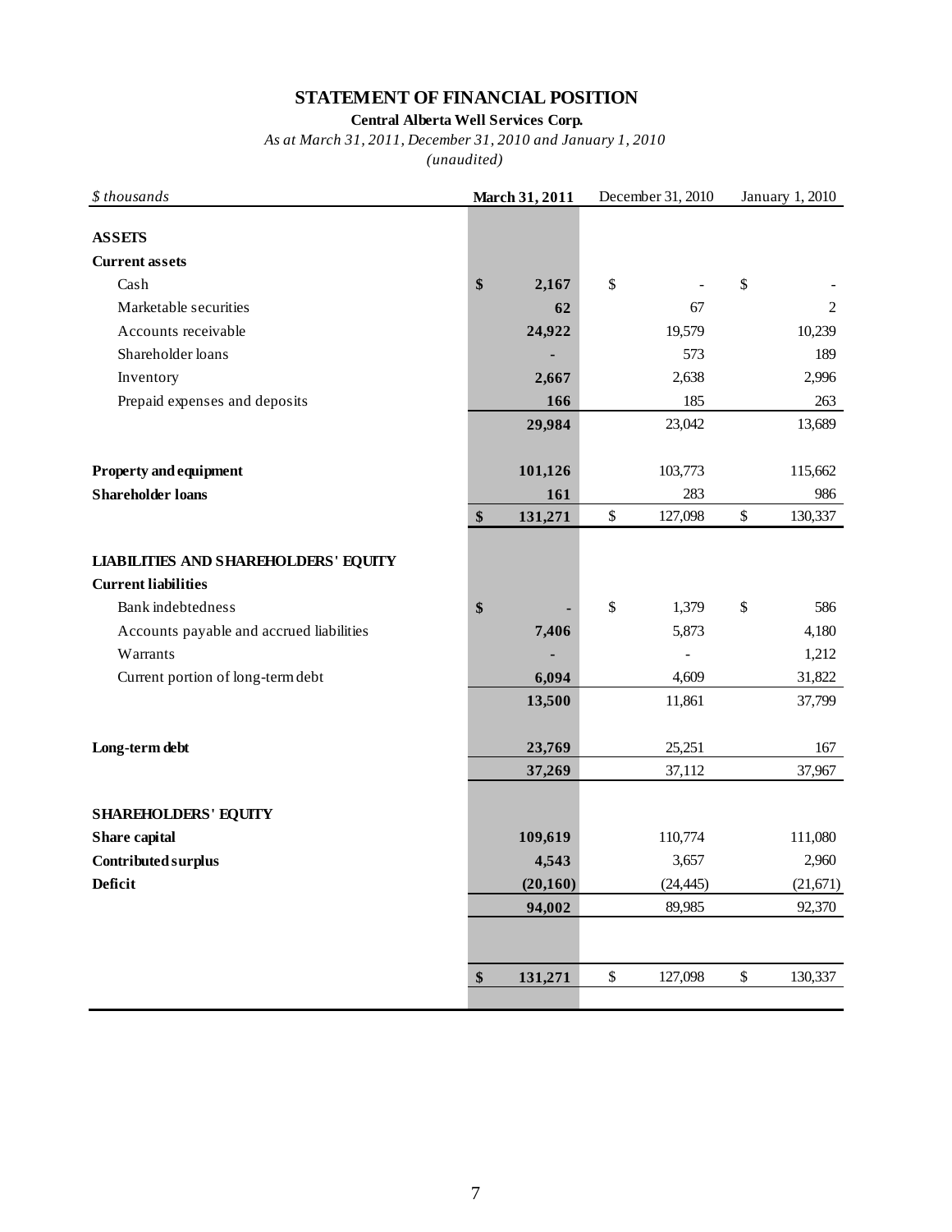# STATEMENT OF FINANCIAL POSITION

**Central Alberta Well Services Corp.**

*As at March 31, 2011, December 31, 2010 and January 1, 2010*

*(unaudited)*

| *$ thousands* | **March 31, 2011** | December 31, 2010 | January 1, 2010 |
|---|---|---|---|
| **ASSETS** | | | |
| **Current assets** | | | |
| Cash | **$ 2,167** | $ - | $ - |
| Marketable securities | **62** | 67 | 2 |
| Accounts receivable | **24,922** | 19,579 | 10,239 |
| Shareholder loans | **-** | 573 | 189 |
| Inventory | **2,667** | 2,638 | 2,996 |
| Prepaid expenses and deposits | **166** | 185 | 263 |
| | **29,984** | 23,042 | 13,689 |
| **Property and equipment** | **101,126** | 103,773 | 115,662 |
| **Shareholder loans** | **161** | 283 | 986 |
| | **$ 131,271** | $ 127,098 | $ 130,337 |
| **LIABILITIES AND SHAREHOLDERS' EQUITY** | | | |
| **Current liabilities** | | | |
| Bank indebtedness | **$ -** | $ 1,379 | $ 586 |
| Accounts payable and accrued liabilities | **7,406** | 5,873 | 4,180 |
| Warrants | **-** | - | 1,212 |
| Current portion of long-term debt | **6,094** | 4,609 | 31,822 |
| | **13,500** | 11,861 | 37,799 |
| **Long-term debt** | **23,769** | 25,251 | 167 |
| | **37,269** | 37,112 | 37,967 |
| **SHAREHOLDERS' EQUITY** | | | |
| **Share capital** | **109,619** | 110,774 | 111,080 |
| **Contributed surplus** | **4,543** | 3,657 | 2,960 |
| **Deficit** | **(20,160)** | (24,445) | (21,671) |
| | **94,002** | 89,985 | 92,370 |
| | **$ 131,271** | $ 127,098 | $ 130,337 |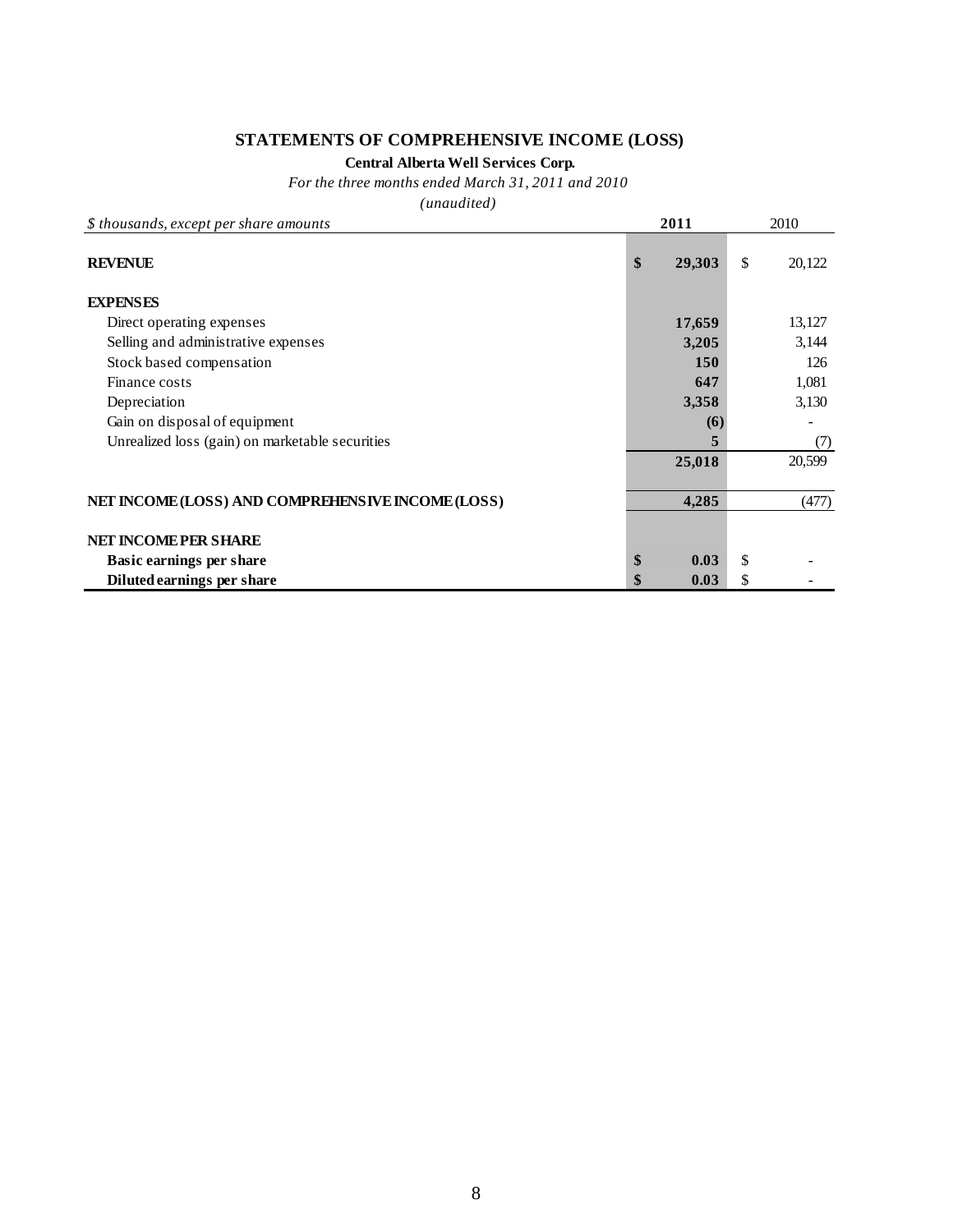# STATEMENTS OF COMPREHENSIVE INCOME (LOSS)

**Central Alberta Well Services Corp.**

*For the three months ended March 31, 2011 and 2010*

*(unaudited)*

| *$ thousands, except per share amounts* | **2011** | 2010 |
|---|---|---|
| **REVENUE** | **$ 29,303** | $ 20,122 |
| **EXPENSES** | | |
| Direct operating expenses | **17,659** | 13,127 |
| Selling and administrative expenses | **3,205** | 3,144 |
| Stock based compensation | **150** | 126 |
| Finance costs | **647** | 1,081 |
| Depreciation | **3,358** | 3,130 |
| Gain on disposal of equipment | **(6)** | - |
| Unrealized loss (gain) on marketable securities | **5** | (7) |
| | **25,018** | 20,599 |
| **NET INCOME (LOSS) AND COMPREHENSIVE INCOME (LOSS)** | **4,285** | (477) |
| **NET INCOME PER SHARE** | | |
| **Basic earnings per share** | **$ 0.03** | $ - |
| **Diluted earnings per share** | **$ 0.03** | $ - |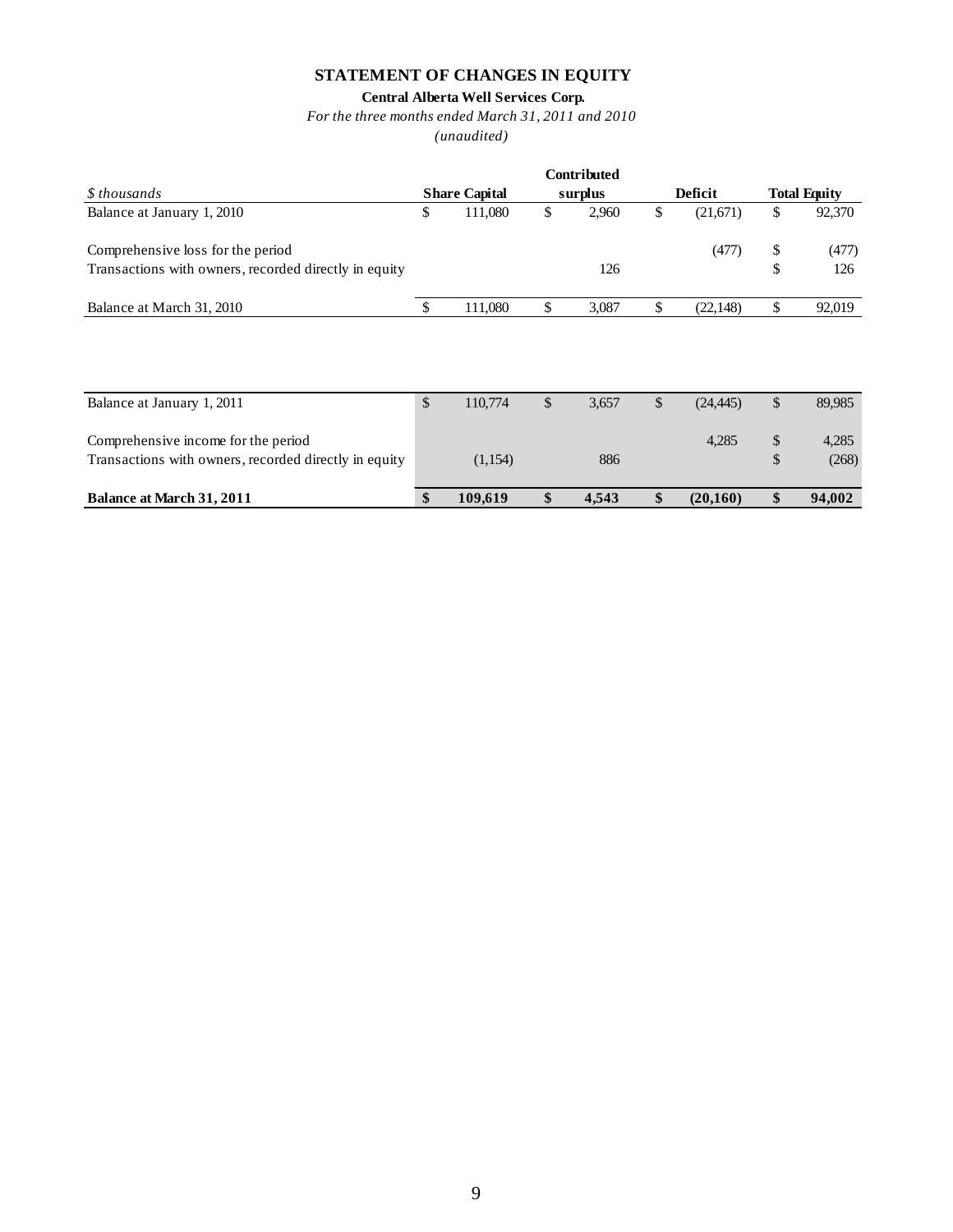# STATEMENT OF CHANGES IN EQUITY

**Central Alberta Well Services Corp.**

*For the three months ended March 31, 2011 and 2010*

*(unaudited)*

| *$ thousands* | Share Capital | Contributed surplus | Deficit | Total Equity |
|---|---|---|---|---|
| Balance at January 1, 2010 | $ 111,080 | $ 2,960 | $ (21,671) | $ 92,370 |
| Comprehensive loss for the period | | | (477) | $ (477) |
| Transactions with owners, recorded directly in equity | | 126 | | $ 126 |
| Balance at March 31, 2010 | $ 111,080 | $ 3,087 | $ (22,148) | $ 92,019 |

| *$ thousands* | Share Capital | Contributed surplus | Deficit | Total Equity |
|---|---|---|---|---|
| Balance at January 1, 2011 | $ 110,774 | $ 3,657 | $ (24,445) | $ 89,985 |
| Comprehensive income for the period | | | 4,285 | $ 4,285 |
| Transactions with owners, recorded directly in equity | (1,154) | 886 | | $ (268) |
| **Balance at March 31, 2011** | **$ 109,619** | **$ 4,543** | **$ (20,160)** | **$ 94,002** |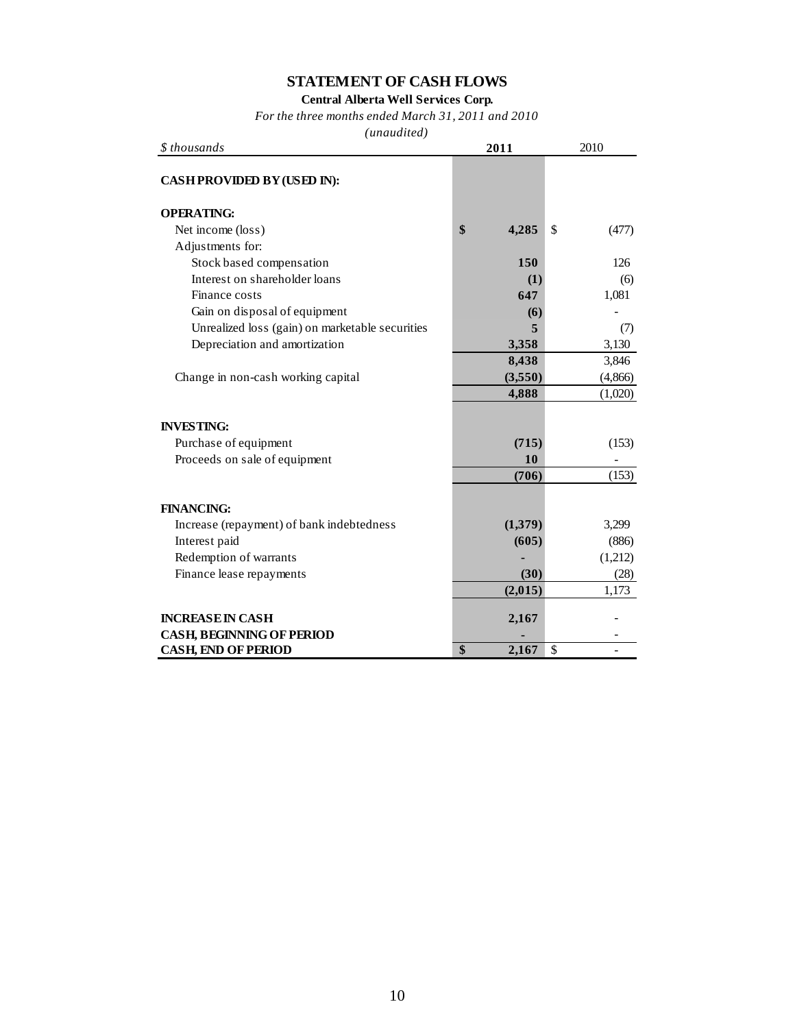# STATEMENT OF CASH FLOWS

**Central Alberta Well Services Corp.**

*For the three months ended March 31, 2011 and 2010*

*(unaudited)*

| *$ thousands* | **2011** | 2010 |
|---|---|---|
| **CASH PROVIDED BY (USED IN):** | | |
| **OPERATING:** | | |
| Net income (loss) | **$ 4,285** | $ (477) |
| Adjustments for: | | |
| Stock based compensation | **150** | 126 |
| Interest on shareholder loans | **(1)** | (6) |
| Finance costs | **647** | 1,081 |
| Gain on disposal of equipment | **(6)** | - |
| Unrealized loss (gain) on marketable securities | **5** | (7) |
| Depreciation and amortization | **3,358** | 3,130 |
| | **8,438** | 3,846 |
| Change in non-cash working capital | **(3,550)** | (4,866) |
| | **4,888** | (1,020) |
| **INVESTING:** | | |
| Purchase of equipment | **(715)** | (153) |
| Proceeds on sale of equipment | **10** | - |
| | **(706)** | (153) |
| **FINANCING:** | | |
| Increase (repayment) of bank indebtedness | **(1,379)** | 3,299 |
| Interest paid | **(605)** | (886) |
| Redemption of warrants | **-** | (1,212) |
| Finance lease repayments | **(30)** | (28) |
| | **(2,015)** | 1,173 |
| **INCREASE IN CASH** | **2,167** | - |
| **CASH, BEGINNING OF PERIOD** | **-** | - |
| **CASH, END OF PERIOD** | **$ 2,167** | $ - |